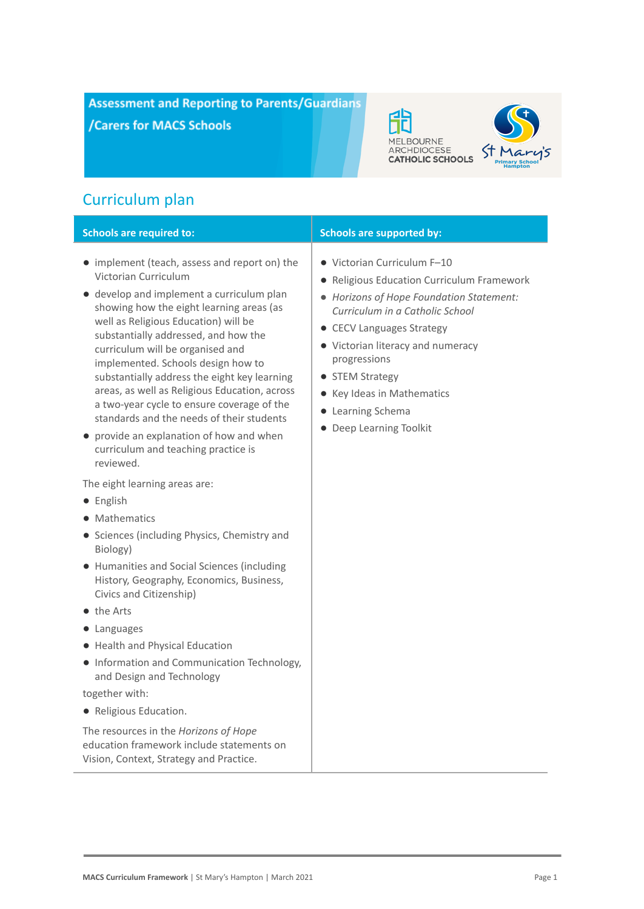# Assessment and Reporting to Parents/Guardians /Carers for MACS Schools

MELBOURNE ARCHDIOCESE CATHOLIC SCHOOLS

St Mary's Primary School Hampton

## Curriculum plan

| Schools are required to: | Schools are supported by: |
| --- | --- |
| ● implement (teach, assess and report on) the Victorian Curriculum<br>● develop and implement a curriculum plan showing how the eight learning areas (as well as Religious Education) will be substantially addressed, and how the curriculum will be organised and implemented. Schools design how to substantially address the eight key learning areas, as well as Religious Education, across a two-year cycle to ensure coverage of the standards and the needs of their students<br>● provide an explanation of how and when curriculum and teaching practice is reviewed.<br><br>The eight learning areas are:<br>● English<br>● Mathematics<br>● Sciences (including Physics, Chemistry and Biology)<br>● Humanities and Social Sciences (including History, Geography, Economics, Business, Civics and Citizenship)<br>● the Arts<br>● Languages<br>● Health and Physical Education<br>● Information and Communication Technology, and Design and Technology<br><br>together with:<br>● Religious Education.<br><br>The resources in the *Horizons of Hope* education framework include statements on Vision, Context, Strategy and Practice. | ● Victorian Curriculum F–10<br>● Religious Education Curriculum Framework<br>● *Horizons of Hope Foundation Statement: Curriculum in a Catholic School*<br>● CECV Languages Strategy<br>● Victorian literacy and numeracy progressions<br>● STEM Strategy<br>● Key Ideas in Mathematics<br>● Learning Schema<br>● Deep Learning Toolkit |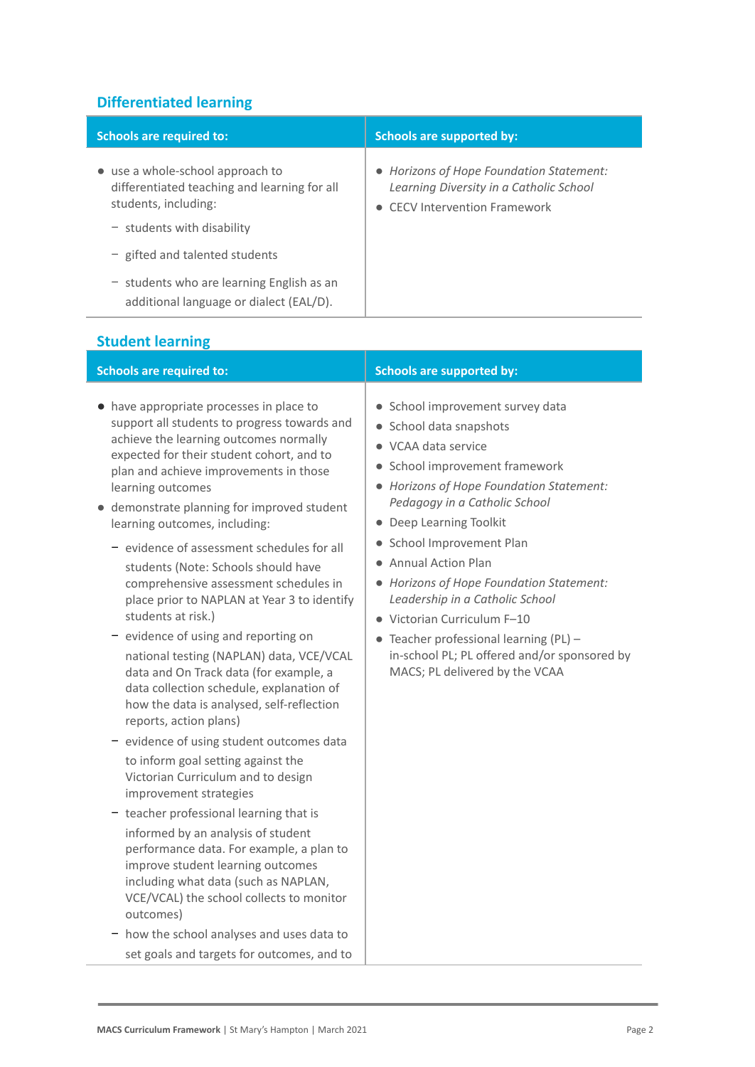## Differentiated learning

| Schools are required to: | Schools are supported by: |
|---|---|
| • use a whole-school approach to differentiated teaching and learning for all students, including:<br>– students with disability<br>– gifted and talented students<br>– students who are learning English as an additional language or dialect (EAL/D). | • *Horizons of Hope Foundation Statement: Learning Diversity in a Catholic School*<br>• CECV Intervention Framework |

## Student learning

| Schools are required to: | Schools are supported by: |
|---|---|
| • have appropriate processes in place to support all students to progress towards and achieve the learning outcomes normally expected for their student cohort, and to plan and achieve improvements in those learning outcomes<br>• demonstrate planning for improved student learning outcomes, including:<br>– evidence of assessment schedules for all students (Note: Schools should have comprehensive assessment schedules in place prior to NAPLAN at Year 3 to identify students at risk.)<br>– evidence of using and reporting on national testing (NAPLAN) data, VCE/VCAL data and On Track data (for example, a data collection schedule, explanation of how the data is analysed, self-reflection reports, action plans)<br>– evidence of using student outcomes data to inform goal setting against the Victorian Curriculum and to design improvement strategies<br>– teacher professional learning that is informed by an analysis of student performance data. For example, a plan to improve student learning outcomes including what data (such as NAPLAN, VCE/VCAL) the school collects to monitor outcomes)<br>– how the school analyses and uses data to set goals and targets for outcomes, and to | • School improvement survey data<br>• School data snapshots<br>• VCAA data service<br>• School improvement framework<br>• *Horizons of Hope Foundation Statement: Pedagogy in a Catholic School*<br>• Deep Learning Toolkit<br>• School Improvement Plan<br>• Annual Action Plan<br>• *Horizons of Hope Foundation Statement: Leadership in a Catholic School*<br>• Victorian Curriculum F–10<br>• Teacher professional learning (PL) – in-school PL; PL offered and/or sponsored by MACS; PL delivered by the VCAA |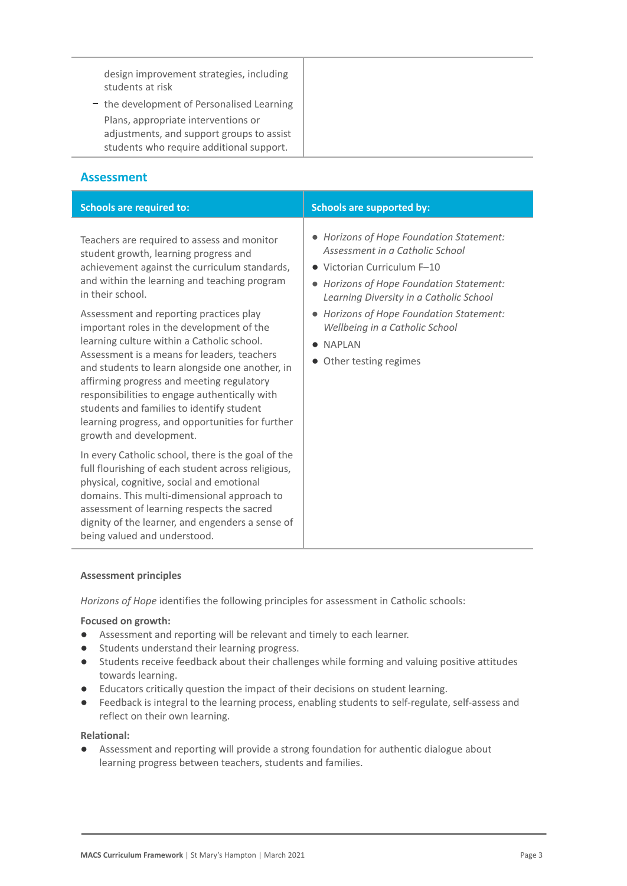| | |
|---|---|
| design improvement strategies, including students at risk<br>– the development of Personalised Learning Plans, appropriate interventions or adjustments, and support groups to assist students who require additional support. | |

## Assessment

| Schools are required to: | Schools are supported by: |
|---|---|
| Teachers are required to assess and monitor student growth, learning progress and achievement against the curriculum standards, and within the learning and teaching program in their school.<br><br>Assessment and reporting practices play important roles in the development of the learning culture within a Catholic school. Assessment is a means for leaders, teachers and students to learn alongside one another, in affirming progress and meeting regulatory responsibilities to engage authentically with students and families to identify student learning progress, and opportunities for further growth and development.<br><br>In every Catholic school, there is the goal of the full flourishing of each student across religious, physical, cognitive, social and emotional domains. This multi-dimensional approach to assessment of learning respects the sacred dignity of the learner, and engenders a sense of being valued and understood. | • *Horizons of Hope Foundation Statement: Assessment in a Catholic School*<br>• Victorian Curriculum F–10<br>• *Horizons of Hope Foundation Statement: Learning Diversity in a Catholic School*<br>• *Horizons of Hope Foundation Statement: Wellbeing in a Catholic School*<br>• NAPLAN<br>• Other testing regimes |

**Assessment principles**

*Horizons of Hope* identifies the following principles for assessment in Catholic schools:

**Focused on growth:**

- Assessment and reporting will be relevant and timely to each learner.
- Students understand their learning progress.
- Students receive feedback about their challenges while forming and valuing positive attitudes towards learning.
- Educators critically question the impact of their decisions on student learning.
- Feedback is integral to the learning process, enabling students to self-regulate, self-assess and reflect on their own learning.

**Relational:**

- Assessment and reporting will provide a strong foundation for authentic dialogue about learning progress between teachers, students and families.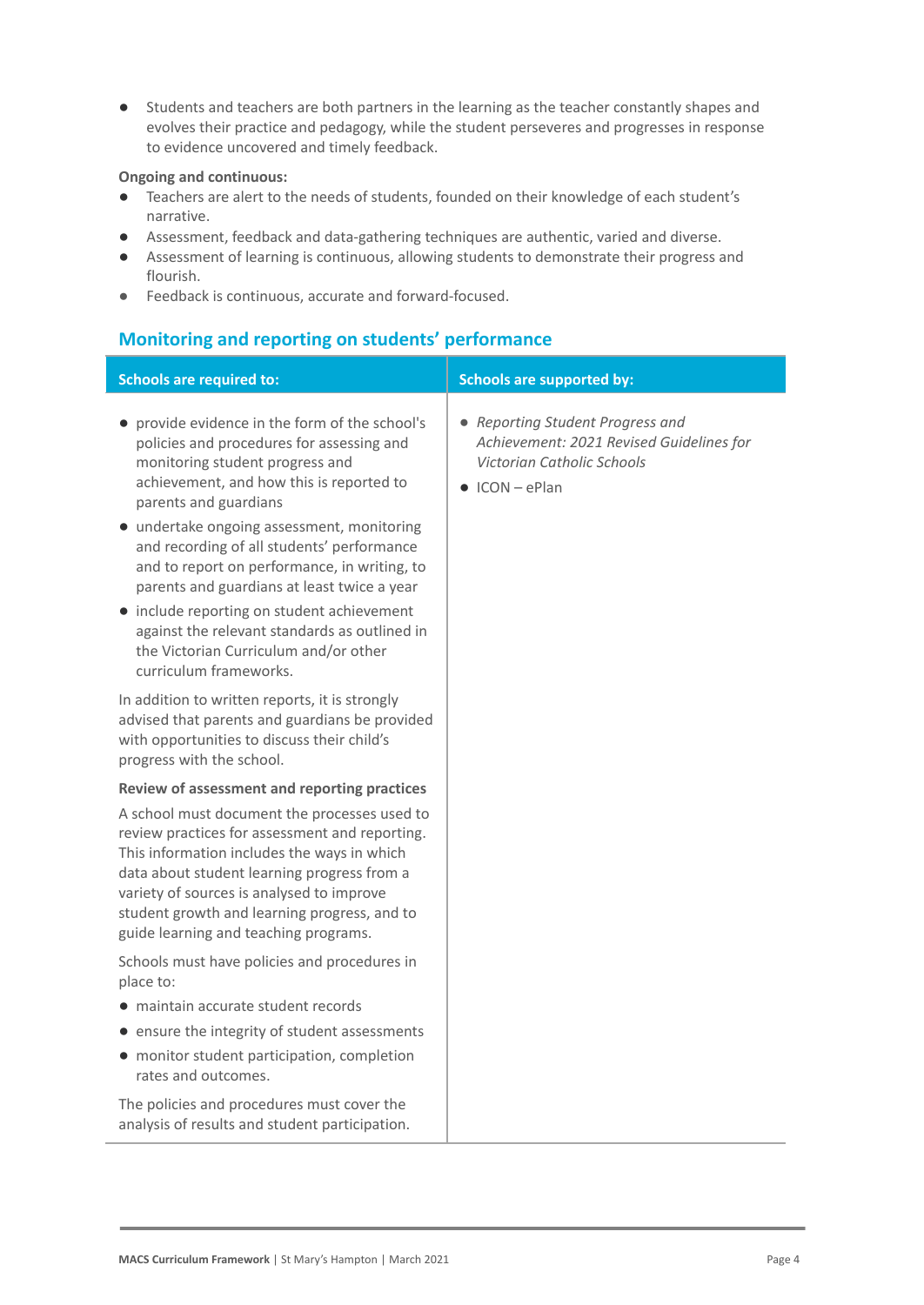- Students and teachers are both partners in the learning as the teacher constantly shapes and evolves their practice and pedagogy, while the student perseveres and progresses in response to evidence uncovered and timely feedback.

**Ongoing and continuous:**

- Teachers are alert to the needs of students, founded on their knowledge of each student's narrative.
- Assessment, feedback and data-gathering techniques are authentic, varied and diverse.
- Assessment of learning is continuous, allowing students to demonstrate their progress and flourish.
- Feedback is continuous, accurate and forward-focused.

## Monitoring and reporting on students' performance

| Schools are required to: | Schools are supported by: |
|---|---|
| • provide evidence in the form of the school's policies and procedures for assessing and monitoring student progress and achievement, and how this is reported to parents and guardians<br>• undertake ongoing assessment, monitoring and recording of all students' performance and to report on performance, in writing, to parents and guardians at least twice a year<br>• include reporting on student achievement against the relevant standards as outlined in the Victorian Curriculum and/or other curriculum frameworks.<br><br>In addition to written reports, it is strongly advised that parents and guardians be provided with opportunities to discuss their child's progress with the school.<br><br>**Review of assessment and reporting practices**<br><br>A school must document the processes used to review practices for assessment and reporting. This information includes the ways in which data about student learning progress from a variety of sources is analysed to improve student growth and learning progress, and to guide learning and teaching programs.<br><br>Schools must have policies and procedures in place to:<br>• maintain accurate student records<br>• ensure the integrity of student assessments<br>• monitor student participation, completion rates and outcomes.<br><br>The policies and procedures must cover the analysis of results and student participation. | • *Reporting Student Progress and Achievement: 2021 Revised Guidelines for Victorian Catholic Schools*<br>• ICON – ePlan |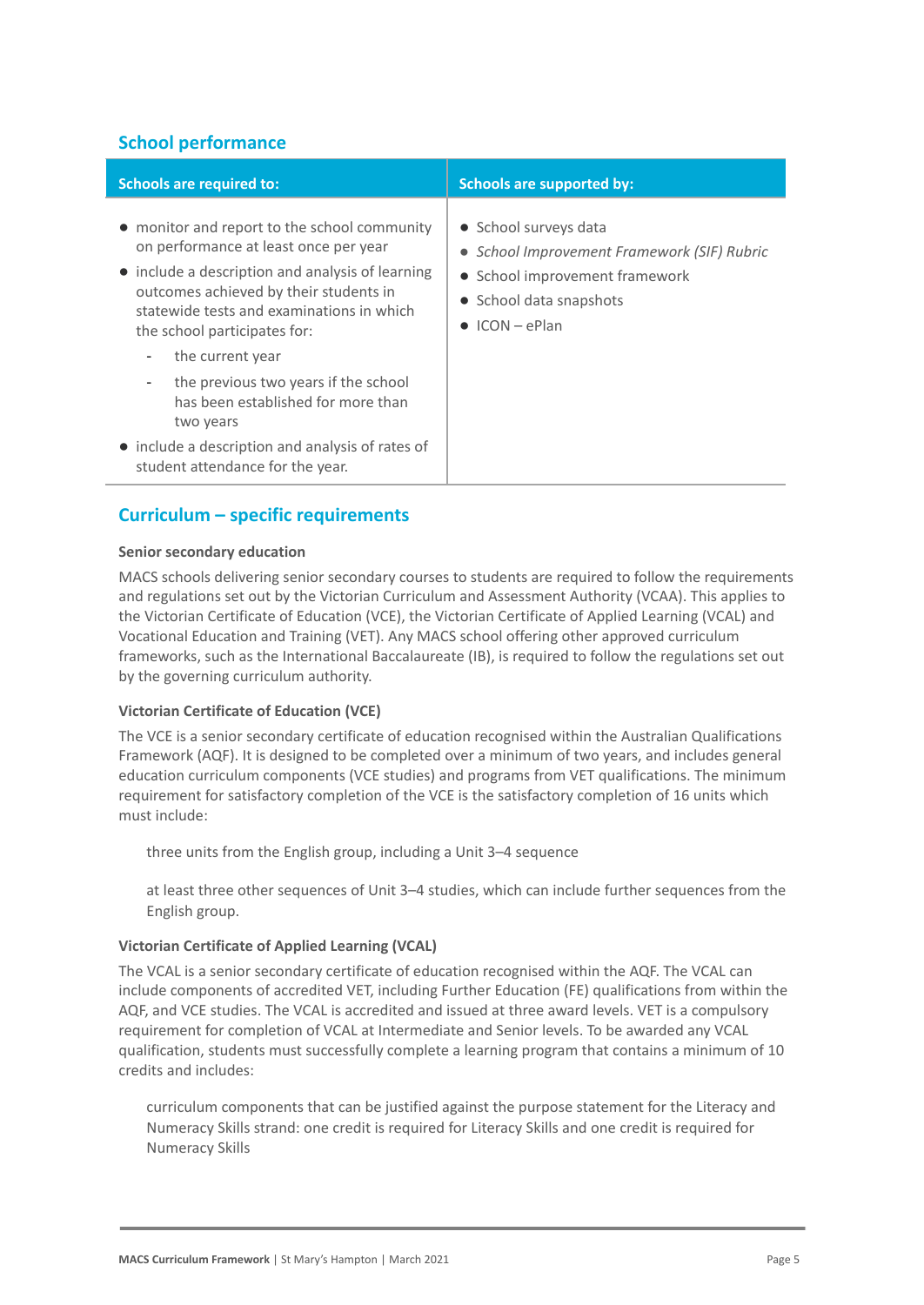## School performance

| Schools are required to: | Schools are supported by: |
|---|---|
| • monitor and report to the school community on performance at least once per year<br>• include a description and analysis of learning outcomes achieved by their students in statewide tests and examinations in which the school participates for:<br>  - the current year<br>  - the previous two years if the school has been established for more than two years<br>• include a description and analysis of rates of student attendance for the year. | • School surveys data<br>• *School Improvement Framework (SIF) Rubric*<br>• School improvement framework<br>• School data snapshots<br>• ICON – ePlan |

## Curriculum – specific requirements

**Senior secondary education**

MACS schools delivering senior secondary courses to students are required to follow the requirements and regulations set out by the Victorian Curriculum and Assessment Authority (VCAA). This applies to the Victorian Certificate of Education (VCE), the Victorian Certificate of Applied Learning (VCAL) and Vocational Education and Training (VET). Any MACS school offering other approved curriculum frameworks, such as the International Baccalaureate (IB), is required to follow the regulations set out by the governing curriculum authority.

**Victorian Certificate of Education (VCE)**

The VCE is a senior secondary certificate of education recognised within the Australian Qualifications Framework (AQF). It is designed to be completed over a minimum of two years, and includes general education curriculum components (VCE studies) and programs from VET qualifications. The minimum requirement for satisfactory completion of the VCE is the satisfactory completion of 16 units which must include:

three units from the English group, including a Unit 3–4 sequence

at least three other sequences of Unit 3–4 studies, which can include further sequences from the English group.

**Victorian Certificate of Applied Learning (VCAL)**

The VCAL is a senior secondary certificate of education recognised within the AQF. The VCAL can include components of accredited VET, including Further Education (FE) qualifications from within the AQF, and VCE studies. The VCAL is accredited and issued at three award levels. VET is a compulsory requirement for completion of VCAL at Intermediate and Senior levels. To be awarded any VCAL qualification, students must successfully complete a learning program that contains a minimum of 10 credits and includes:

curriculum components that can be justified against the purpose statement for the Literacy and Numeracy Skills strand: one credit is required for Literacy Skills and one credit is required for Numeracy Skills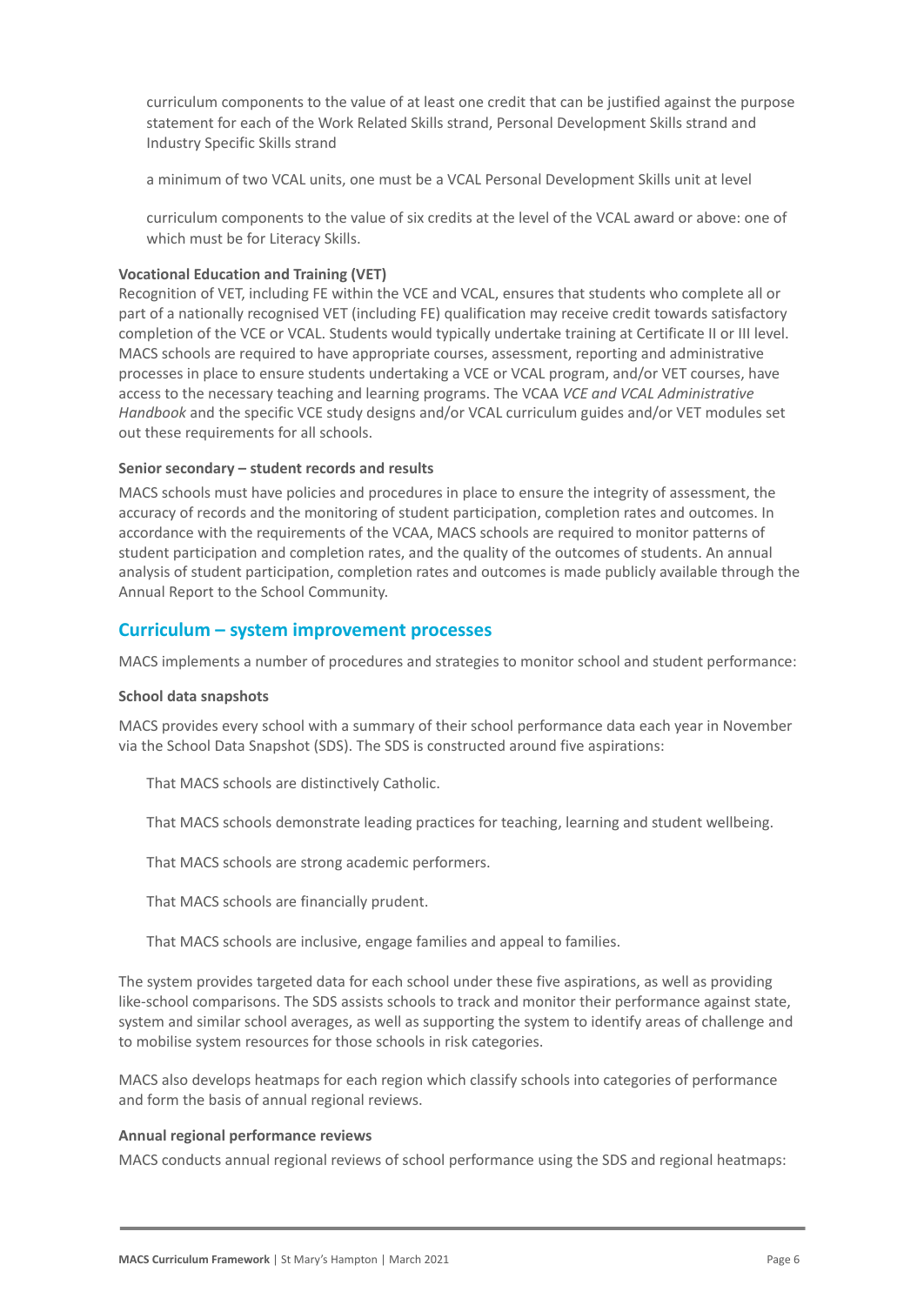- curriculum components to the value of at least one credit that can be justified against the purpose statement for each of the Work Related Skills strand, Personal Development Skills strand and Industry Specific Skills strand
- a minimum of two VCAL units, one must be a VCAL Personal Development Skills unit at level
- curriculum components to the value of six credits at the level of the VCAL award or above: one of which must be for Literacy Skills.

**Vocational Education and Training (VET)**

Recognition of VET, including FE within the VCE and VCAL, ensures that students who complete all or part of a nationally recognised VET (including FE) qualification may receive credit towards satisfactory completion of the VCE or VCAL. Students would typically undertake training at Certificate II or III level. MACS schools are required to have appropriate courses, assessment, reporting and administrative processes in place to ensure students undertaking a VCE or VCAL program, and/or VET courses, have access to the necessary teaching and learning programs. The VCAA *VCE and VCAL Administrative Handbook* and the specific VCE study designs and/or VCAL curriculum guides and/or VET modules set out these requirements for all schools.

**Senior secondary – student records and results**

MACS schools must have policies and procedures in place to ensure the integrity of assessment, the accuracy of records and the monitoring of student participation, completion rates and outcomes. In accordance with the requirements of the VCAA, MACS schools are required to monitor patterns of student participation and completion rates, and the quality of the outcomes of students. An annual analysis of student participation, completion rates and outcomes is made publicly available through the Annual Report to the School Community.

## Curriculum – system improvement processes

MACS implements a number of procedures and strategies to monitor school and student performance:

**School data snapshots**

MACS provides every school with a summary of their school performance data each year in November via the School Data Snapshot (SDS). The SDS is constructed around five aspirations:

- That MACS schools are distinctively Catholic.
- That MACS schools demonstrate leading practices for teaching, learning and student wellbeing.
- That MACS schools are strong academic performers.
- That MACS schools are financially prudent.
- That MACS schools are inclusive, engage families and appeal to families.

The system provides targeted data for each school under these five aspirations, as well as providing like-school comparisons. The SDS assists schools to track and monitor their performance against state, system and similar school averages, as well as supporting the system to identify areas of challenge and to mobilise system resources for those schools in risk categories.

MACS also develops heatmaps for each region which classify schools into categories of performance and form the basis of annual regional reviews.

**Annual regional performance reviews**

MACS conducts annual regional reviews of school performance using the SDS and regional heatmaps: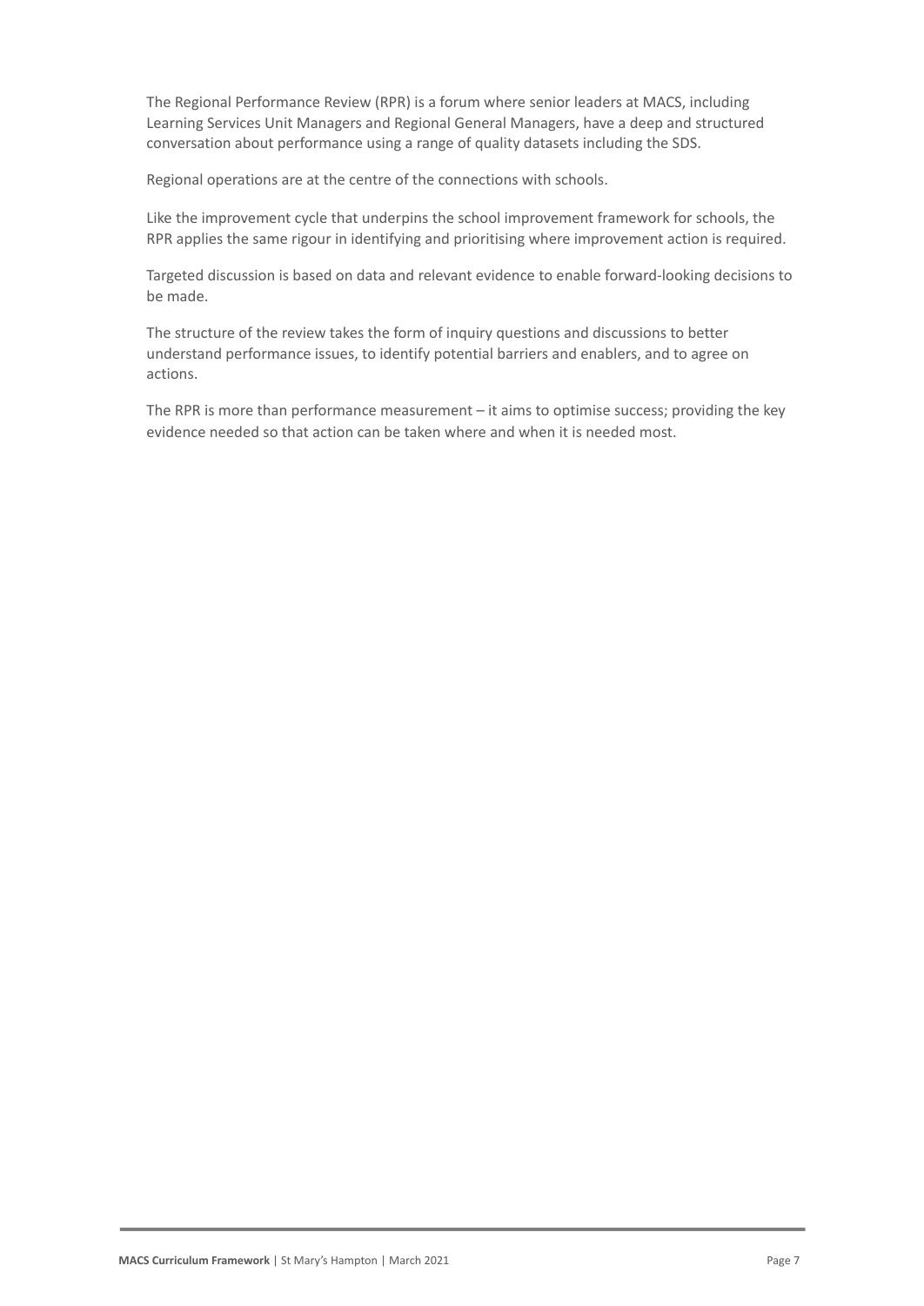The Regional Performance Review (RPR) is a forum where senior leaders at MACS, including Learning Services Unit Managers and Regional General Managers, have a deep and structured conversation about performance using a range of quality datasets including the SDS.

Regional operations are at the centre of the connections with schools.

Like the improvement cycle that underpins the school improvement framework for schools, the RPR applies the same rigour in identifying and prioritising where improvement action is required.

Targeted discussion is based on data and relevant evidence to enable forward-looking decisions to be made.

The structure of the review takes the form of inquiry questions and discussions to better understand performance issues, to identify potential barriers and enablers, and to agree on actions.

The RPR is more than performance measurement – it aims to optimise success; providing the key evidence needed so that action can be taken where and when it is needed most.